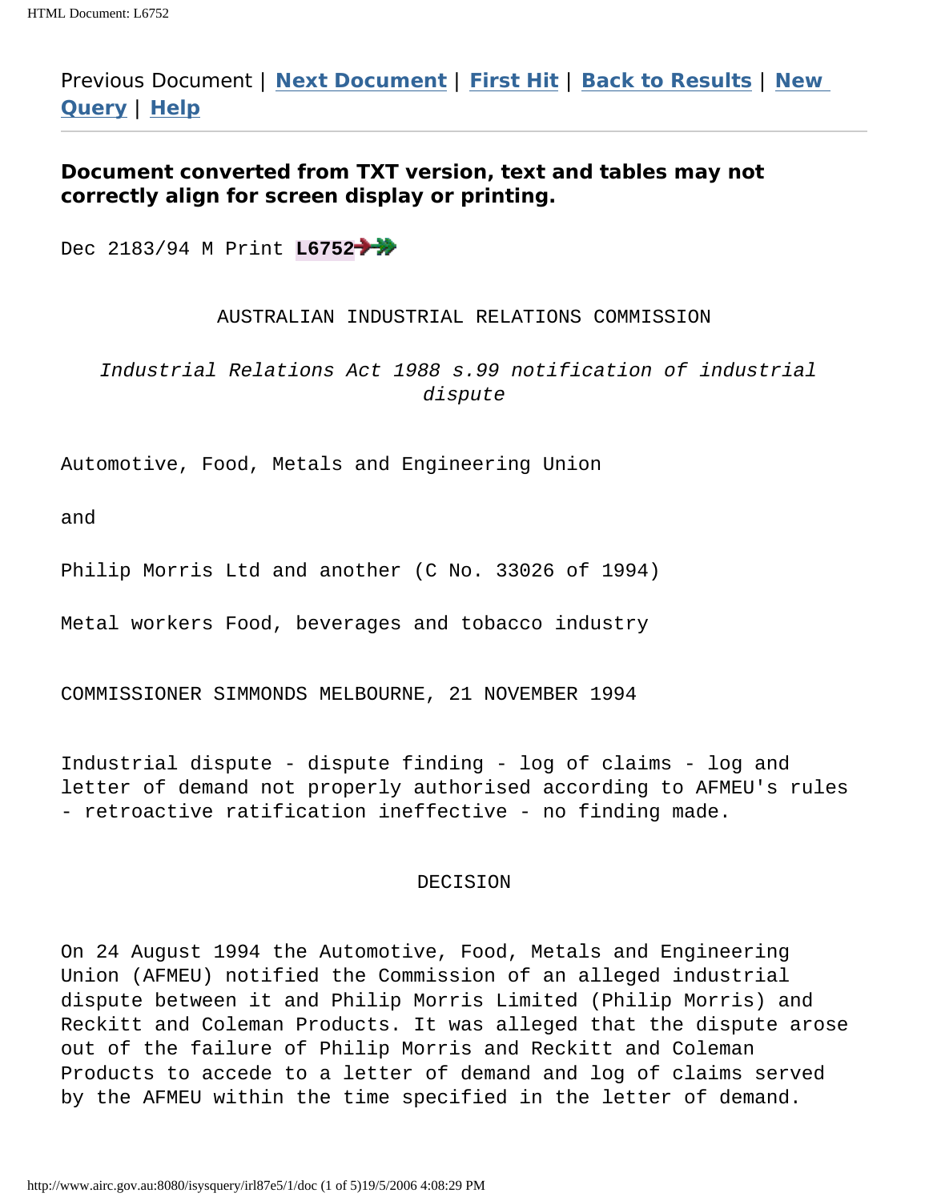Previous Document | **Next Document** | **First Hit** | **Back to Results** | **New Query** | **Help**

---

**Document converted from TXT version, text and tables may not correctly align for screen display or printing.**

Dec 2183/94 M Print **L6752**

AUSTRALIAN INDUSTRIAL RELATIONS COMMISSION

*Industrial Relations Act 1988 s.99 notification of industrial dispute*

Automotive, Food, Metals and Engineering Union

and

Philip Morris Ltd and another (C No. 33026 of 1994)

Metal workers Food, beverages and tobacco industry

COMMISSIONER SIMMONDS MELBOURNE, 21 NOVEMBER 1994

Industrial dispute - dispute finding - log of claims - log and letter of demand not properly authorised according to AFMEU's rules - retroactive ratification ineffective - no finding made.

DECISION

On 24 August 1994 the Automotive, Food, Metals and Engineering Union (AFMEU) notified the Commission of an alleged industrial dispute between it and Philip Morris Limited (Philip Morris) and Reckitt and Coleman Products. It was alleged that the dispute arose out of the failure of Philip Morris and Reckitt and Coleman Products to accede to a letter of demand and log of claims served by the AFMEU within the time specified in the letter of demand.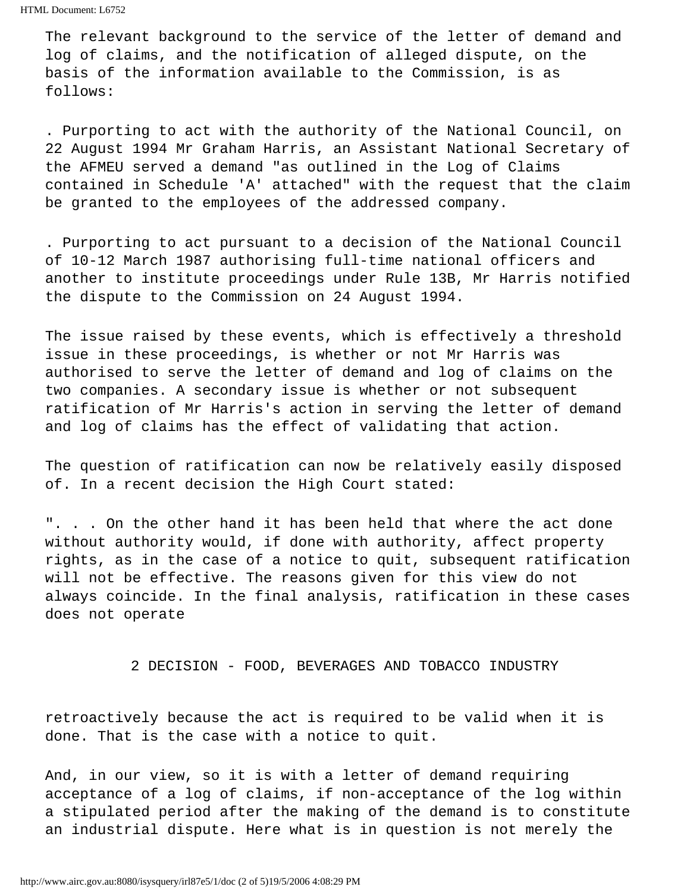The relevant background to the service of the letter of demand and log of claims, and the notification of alleged dispute, on the basis of the information available to the Commission, is as follows:

. Purporting to act with the authority of the National Council, on 22 August 1994 Mr Graham Harris, an Assistant National Secretary of the AFMEU served a demand "as outlined in the Log of Claims contained in Schedule 'A' attached" with the request that the claim be granted to the employees of the addressed company.

. Purporting to act pursuant to a decision of the National Council of 10-12 March 1987 authorising full-time national officers and another to institute proceedings under Rule 13B, Mr Harris notified the dispute to the Commission on 24 August 1994.

The issue raised by these events, which is effectively a threshold issue in these proceedings, is whether or not Mr Harris was authorised to serve the letter of demand and log of claims on the two companies. A secondary issue is whether or not subsequent ratification of Mr Harris's action in serving the letter of demand and log of claims has the effect of validating that action.

The question of ratification can now be relatively easily disposed of. In a recent decision the High Court stated:

". . . On the other hand it has been held that where the act done without authority would, if done with authority, affect property rights, as in the case of a notice to quit, subsequent ratification will not be effective. The reasons given for this view do not always coincide. In the final analysis, ratification in these cases does not operate retroactively because the act is required to be valid when it is done. That is the case with a notice to quit.

And, in our view, so it is with a letter of demand requiring acceptance of a log of claims, if non-acceptance of the log within a stipulated period after the making of the demand is to constitute an industrial dispute. Here what is in question is not merely the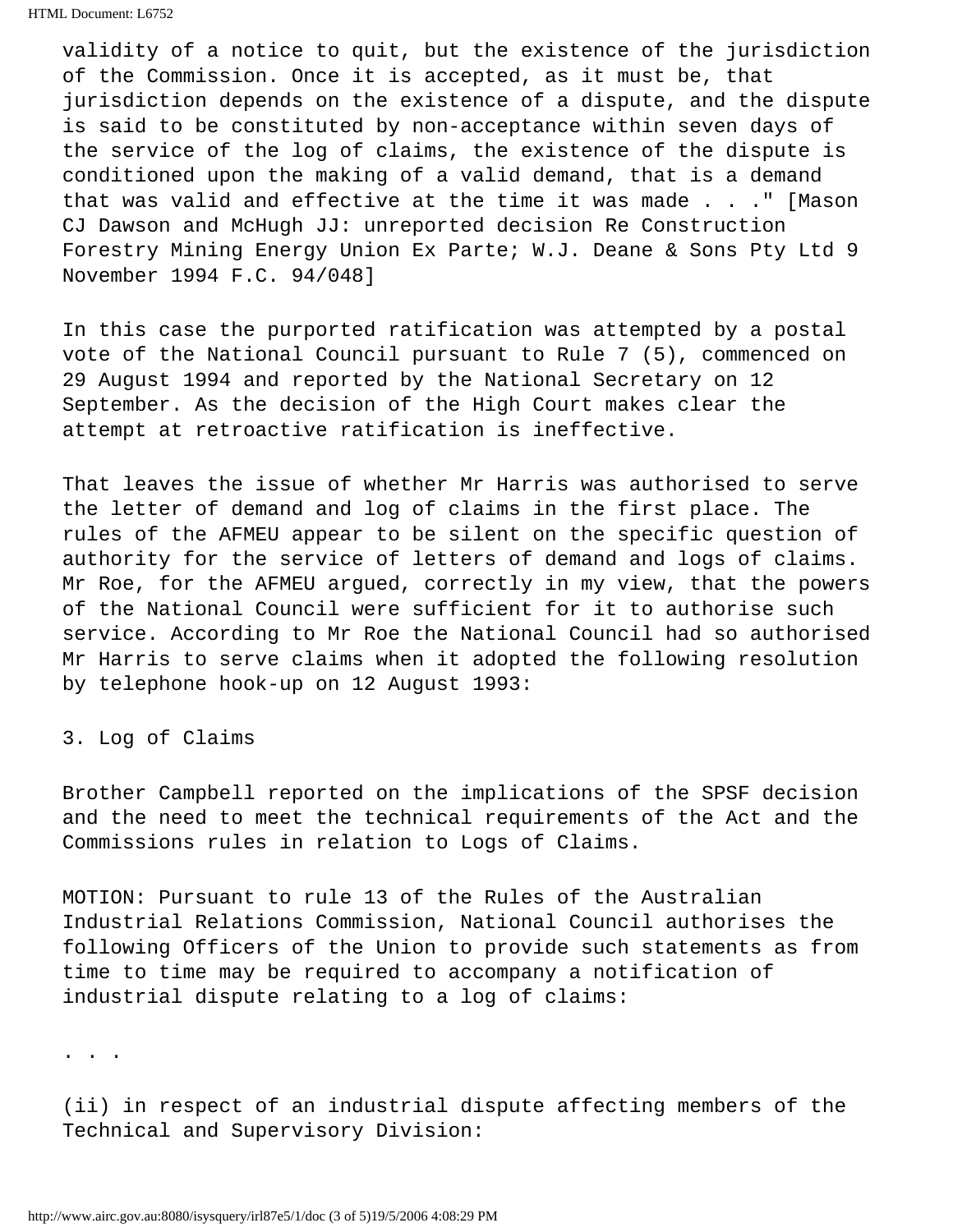validity of a notice to quit, but the existence of the jurisdiction of the Commission. Once it is accepted, as it must be, that jurisdiction depends on the existence of a dispute, and the dispute is said to be constituted by non-acceptance within seven days of the service of the log of claims, the existence of the dispute is conditioned upon the making of a valid demand, that is a demand that was valid and effective at the time it was made . . ." [Mason CJ Dawson and McHugh JJ: unreported decision Re Construction Forestry Mining Energy Union Ex Parte; W.J. Deane & Sons Pty Ltd 9 November 1994 F.C. 94/048]

In this case the purported ratification was attempted by a postal vote of the National Council pursuant to Rule 7 (5), commenced on 29 August 1994 and reported by the National Secretary on 12 September. As the decision of the High Court makes clear the attempt at retroactive ratification is ineffective.

That leaves the issue of whether Mr Harris was authorised to serve the letter of demand and log of claims in the first place. The rules of the AFMEU appear to be silent on the specific question of authority for the service of letters of demand and logs of claims. Mr Roe, for the AFMEU argued, correctly in my view, that the powers of the National Council were sufficient for it to authorise such service. According to Mr Roe the National Council had so authorised Mr Harris to serve claims when it adopted the following resolution by telephone hook-up on 12 August 1993:

3. Log of Claims

Brother Campbell reported on the implications of the SPSF decision and the need to meet the technical requirements of the Act and the Commissions rules in relation to Logs of Claims.

MOTION: Pursuant to rule 13 of the Rules of the Australian Industrial Relations Commission, National Council authorises the following Officers of the Union to provide such statements as from time to time may be required to accompany a notification of industrial dispute relating to a log of claims:

. . .

(ii) in respect of an industrial dispute affecting members of the Technical and Supervisory Division: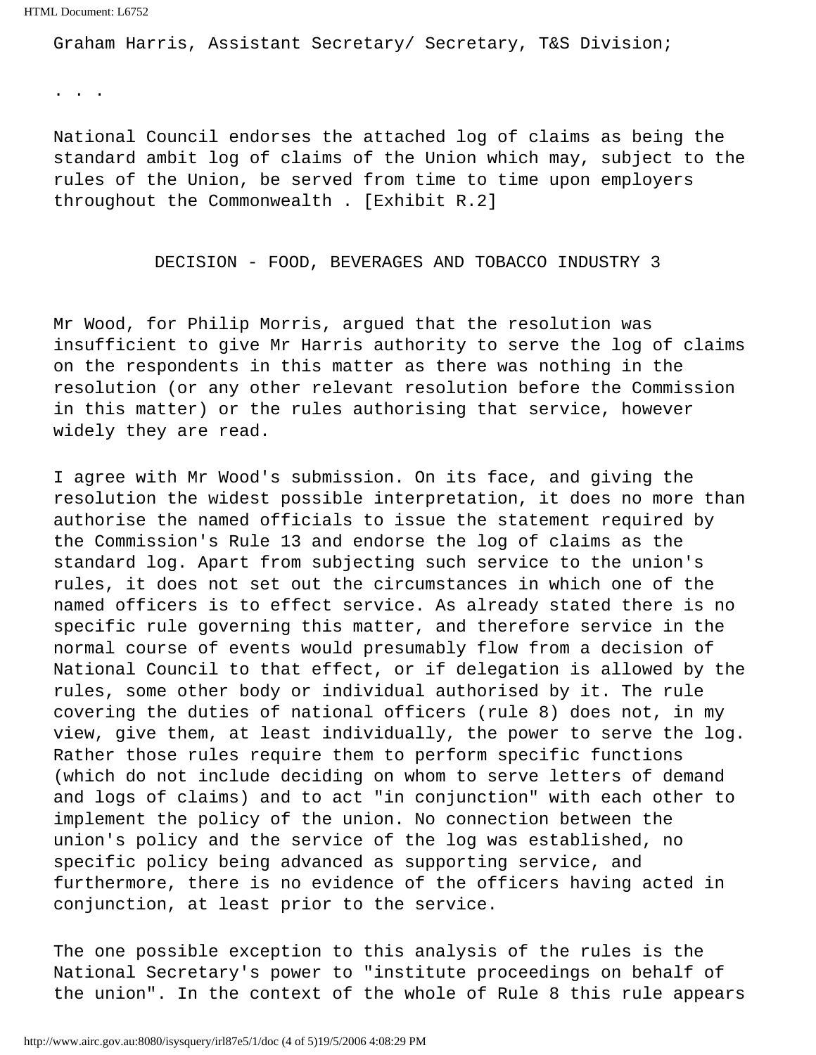Graham Harris, Assistant Secretary/ Secretary, T&S Division;

. . .

National Council endorses the attached log of claims as being the standard ambit log of claims of the Union which may, subject to the rules of the Union, be served from time to time upon employers throughout the Commonwealth . [Exhibit R.2]

Mr Wood, for Philip Morris, argued that the resolution was insufficient to give Mr Harris authority to serve the log of claims on the respondents in this matter as there was nothing in the resolution (or any other relevant resolution before the Commission in this matter) or the rules authorising that service, however widely they are read.

I agree with Mr Wood's submission. On its face, and giving the resolution the widest possible interpretation, it does no more than authorise the named officials to issue the statement required by the Commission's Rule 13 and endorse the log of claims as the standard log. Apart from subjecting such service to the union's rules, it does not set out the circumstances in which one of the named officers is to effect service. As already stated there is no specific rule governing this matter, and therefore service in the normal course of events would presumably flow from a decision of National Council to that effect, or if delegation is allowed by the rules, some other body or individual authorised by it. The rule covering the duties of national officers (rule 8) does not, in my view, give them, at least individually, the power to serve the log. Rather those rules require them to perform specific functions (which do not include deciding on whom to serve letters of demand and logs of claims) and to act "in conjunction" with each other to implement the policy of the union. No connection between the union's policy and the service of the log was established, no specific policy being advanced as supporting service, and furthermore, there is no evidence of the officers having acted in conjunction, at least prior to the service.

The one possible exception to this analysis of the rules is the National Secretary's power to "institute proceedings on behalf of the union". In the context of the whole of Rule 8 this rule appears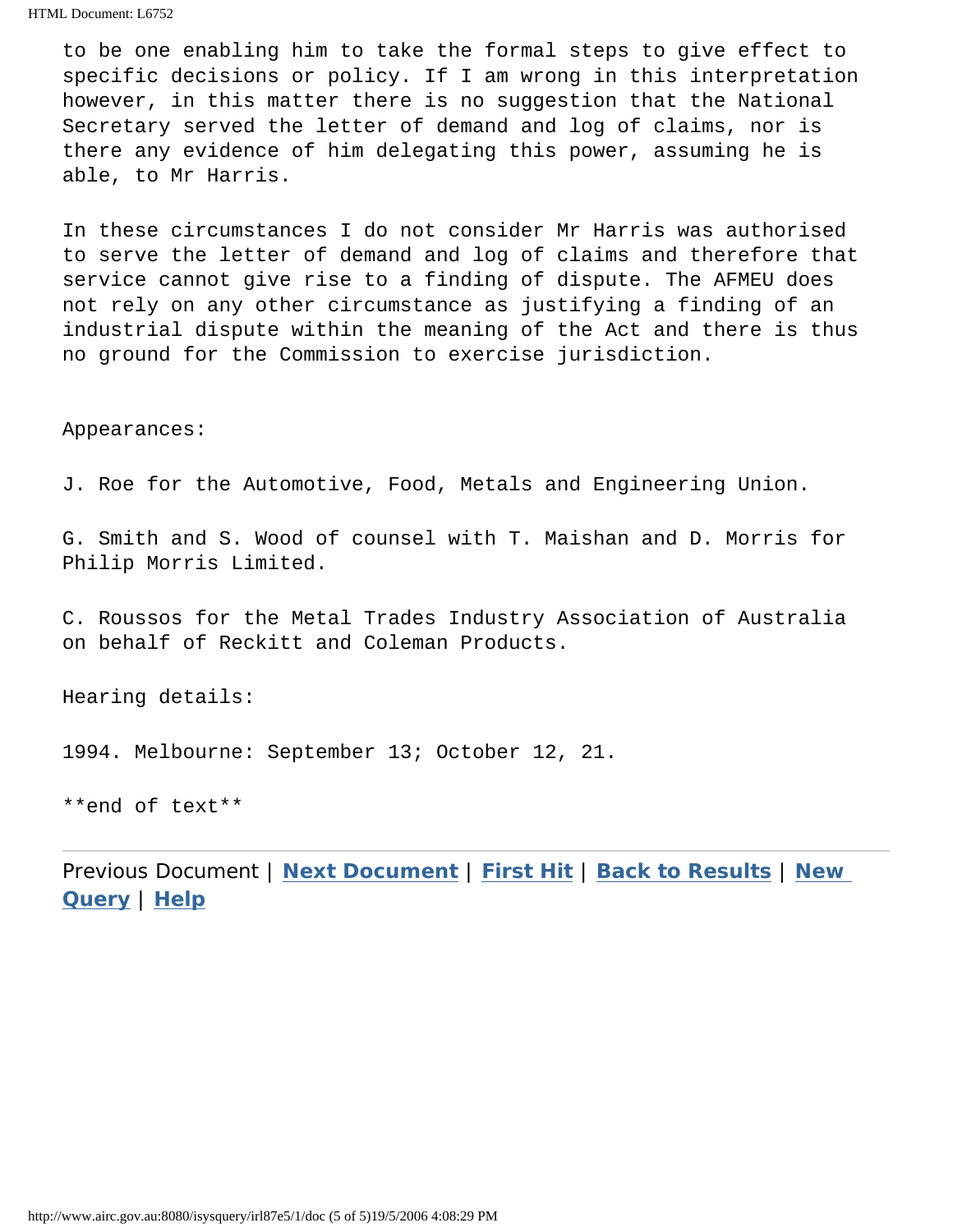to be one enabling him to take the formal steps to give effect to specific decisions or policy. If I am wrong in this interpretation however, in this matter there is no suggestion that the National Secretary served the letter of demand and log of claims, nor is there any evidence of him delegating this power, assuming he is able, to Mr Harris.

In these circumstances I do not consider Mr Harris was authorised to serve the letter of demand and log of claims and therefore that service cannot give rise to a finding of dispute. The AFMEU does not rely on any other circumstance as justifying a finding of an industrial dispute within the meaning of the Act and there is thus no ground for the Commission to exercise jurisdiction.

Appearances:

J. Roe for the Automotive, Food, Metals and Engineering Union.

G. Smith and S. Wood of counsel with T. Maishan and D. Morris for Philip Morris Limited.

C. Roussos for the Metal Trades Industry Association of Australia on behalf of Reckitt and Coleman Products.

Hearing details:

1994. Melbourne: September 13; October 12, 21.

**end of text**

Previous Document | **Next Document** | **First Hit** | **Back to Results** | **New Query** | **Help**